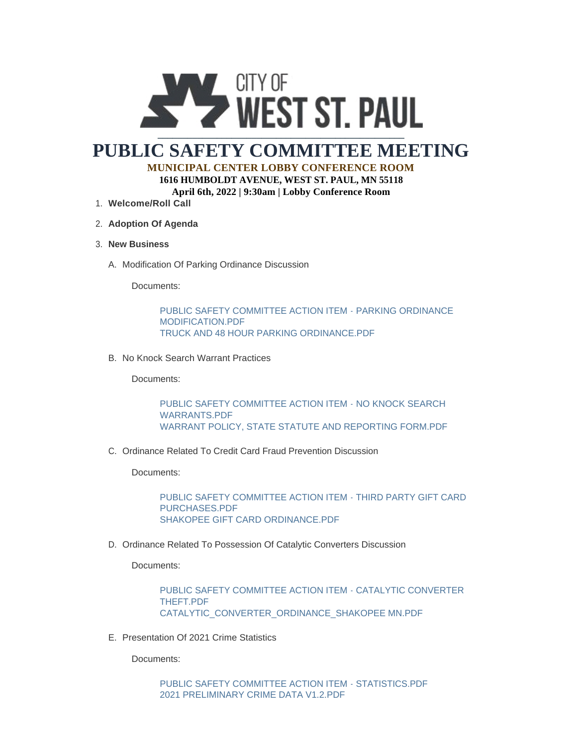CITY OF WEST ST. PAUL

# PUBLIC SAFETY COMMITTEE MEETING

**MUNICIPAL CENTER LOBBY CONFERENCE ROOM**

**1616 HUMBOLDT AVENUE, WEST ST. PAUL, MN 55118**

**April 6th, 2022 | 9:30am | Lobby Conference Room**

1. **Welcome/Roll Call**
2. **Adoption Of Agenda**
3. **New Business**

   A. Modification Of Parking Ordinance Discussion

   Documents:

   PUBLIC SAFETY COMMITTEE ACTION ITEM - PARKING ORDINANCE MODIFICATION.PDF
   TRUCK AND 48 HOUR PARKING ORDINANCE.PDF

   B. No Knock Search Warrant Practices

   Documents:

   PUBLIC SAFETY COMMITTEE ACTION ITEM - NO KNOCK SEARCH WARRANTS.PDF
   WARRANT POLICY, STATE STATUTE AND REPORTING FORM.PDF

   C. Ordinance Related To Credit Card Fraud Prevention Discussion

   Documents:

   PUBLIC SAFETY COMMITTEE ACTION ITEM - THIRD PARTY GIFT CARD PURCHASES.PDF
   SHAKOPEE GIFT CARD ORDINANCE.PDF

   D. Ordinance Related To Possession Of Catalytic Converters Discussion

   Documents:

   PUBLIC SAFETY COMMITTEE ACTION ITEM - CATALYTIC CONVERTER THEFT.PDF
   CATALYTIC_CONVERTER_ORDINANCE_SHAKOPEE MN.PDF

   E. Presentation Of 2021 Crime Statistics

   Documents:

   PUBLIC SAFETY COMMITTEE ACTION ITEM - STATISTICS.PDF
   2021 PRELIMINARY CRIME DATA V1.2.PDF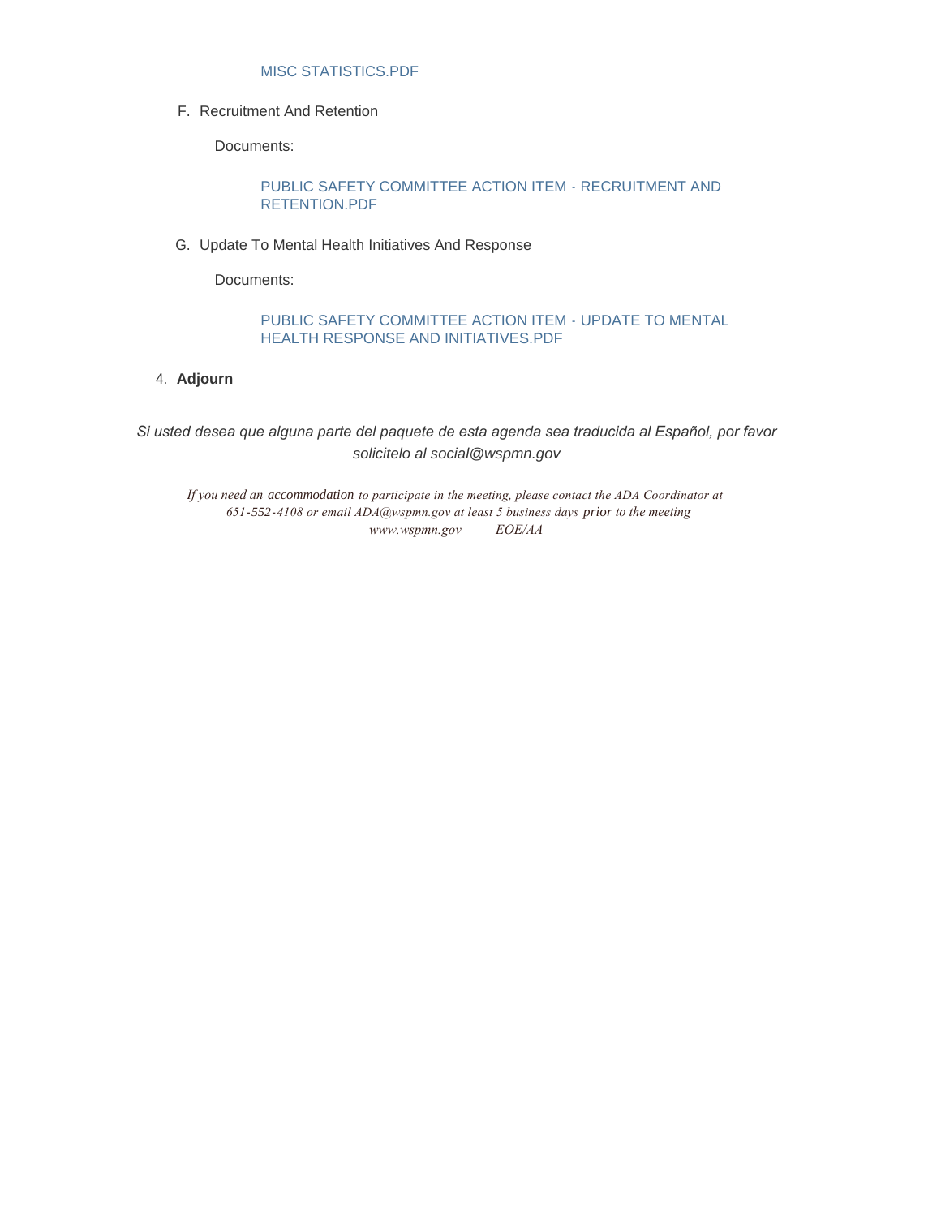MISC STATISTICS.PDF

F. Recruitment And Retention

Documents:

PUBLIC SAFETY COMMITTEE ACTION ITEM - RECRUITMENT AND RETENTION.PDF

G. Update To Mental Health Initiatives And Response

Documents:

PUBLIC SAFETY COMMITTEE ACTION ITEM - UPDATE TO MENTAL HEALTH RESPONSE AND INITIATIVES.PDF

4. **Adjourn**

*Si usted desea que alguna parte del paquete de esta agenda sea traducida al Español, por favor solicitelo al social@wspmn.gov*

*If you need an accommodation to participate in the meeting, please contact the ADA Coordinator at 651-552-4108 or email ADA@wspmn.gov at least 5 business days prior to the meeting*
*www.wspmn.gov EOE/AA*